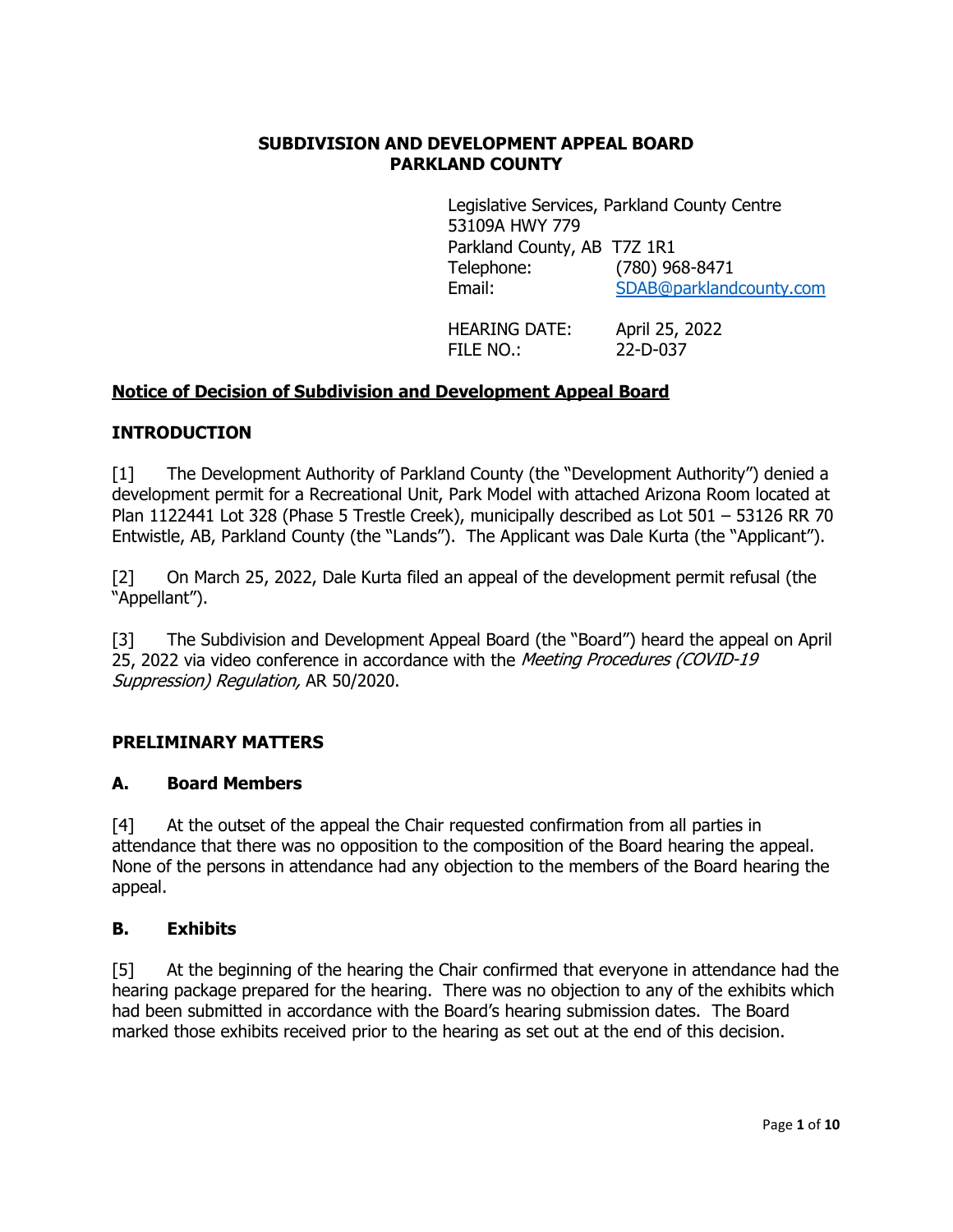**SUBDIVISION AND DEVELOPMENT APPEAL BOARD**
**PARKLAND COUNTY**

Legislative Services, Parkland County Centre
53109A HWY 779
Parkland County, AB T7Z 1R1
Telephone: (780) 968-8471
Email: SDAB@parklandcounty.com

HEARING DATE: April 25, 2022
FILE NO.: 22-D-037

**Notice of Decision of Subdivision and Development Appeal Board**

## INTRODUCTION

[1] The Development Authority of Parkland County (the "Development Authority") denied a development permit for a Recreational Unit, Park Model with attached Arizona Room located at Plan 1122441 Lot 328 (Phase 5 Trestle Creek), municipally described as Lot 501 – 53126 RR 70 Entwistle, AB, Parkland County (the "Lands"). The Applicant was Dale Kurta (the "Applicant").

[2] On March 25, 2022, Dale Kurta filed an appeal of the development permit refusal (the "Appellant").

[3] The Subdivision and Development Appeal Board (the "Board") heard the appeal on April 25, 2022 via video conference in accordance with the *Meeting Procedures (COVID-19 Suppression) Regulation,* AR 50/2020.

## PRELIMINARY MATTERS

### A. Board Members

[4] At the outset of the appeal the Chair requested confirmation from all parties in attendance that there was no opposition to the composition of the Board hearing the appeal. None of the persons in attendance had any objection to the members of the Board hearing the appeal.

### B. Exhibits

[5] At the beginning of the hearing the Chair confirmed that everyone in attendance had the hearing package prepared for the hearing. There was no objection to any of the exhibits which had been submitted in accordance with the Board's hearing submission dates. The Board marked those exhibits received prior to the hearing as set out at the end of this decision.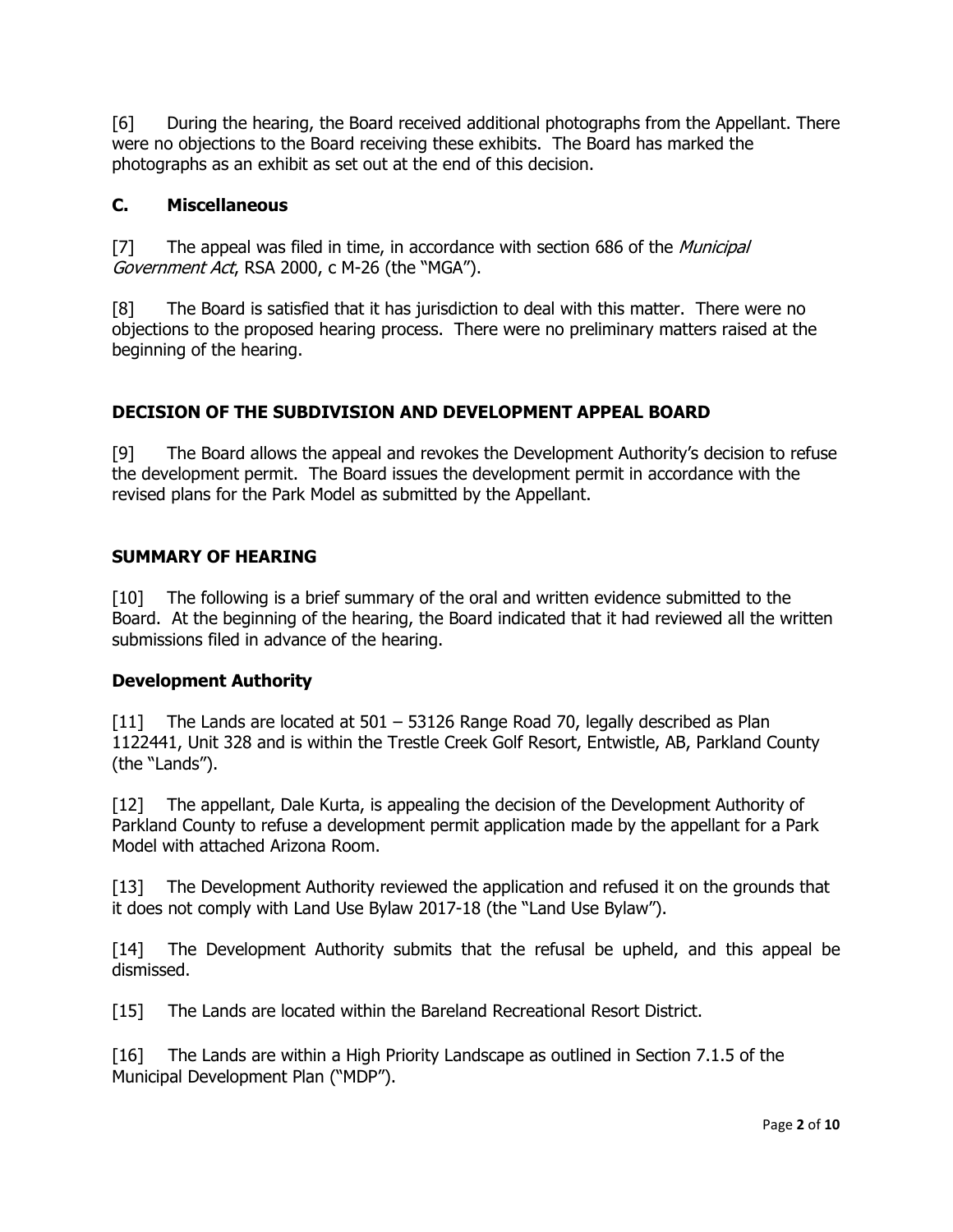[6] During the hearing, the Board received additional photographs from the Appellant. There were no objections to the Board receiving these exhibits. The Board has marked the photographs as an exhibit as set out at the end of this decision.

### C. Miscellaneous

[7] The appeal was filed in time, in accordance with section 686 of the *Municipal Government Act*, RSA 2000, c M-26 (the "MGA").

[8] The Board is satisfied that it has jurisdiction to deal with this matter. There were no objections to the proposed hearing process. There were no preliminary matters raised at the beginning of the hearing.

## DECISION OF THE SUBDIVISION AND DEVELOPMENT APPEAL BOARD

[9] The Board allows the appeal and revokes the Development Authority's decision to refuse the development permit. The Board issues the development permit in accordance with the revised plans for the Park Model as submitted by the Appellant.

## SUMMARY OF HEARING

[10] The following is a brief summary of the oral and written evidence submitted to the Board. At the beginning of the hearing, the Board indicated that it had reviewed all the written submissions filed in advance of the hearing.

### Development Authority

[11] The Lands are located at 501 – 53126 Range Road 70, legally described as Plan 1122441, Unit 328 and is within the Trestle Creek Golf Resort, Entwistle, AB, Parkland County (the "Lands").

[12] The appellant, Dale Kurta, is appealing the decision of the Development Authority of Parkland County to refuse a development permit application made by the appellant for a Park Model with attached Arizona Room.

[13] The Development Authority reviewed the application and refused it on the grounds that it does not comply with Land Use Bylaw 2017-18 (the "Land Use Bylaw").

[14] The Development Authority submits that the refusal be upheld, and this appeal be dismissed.

[15] The Lands are located within the Bareland Recreational Resort District.

[16] The Lands are within a High Priority Landscape as outlined in Section 7.1.5 of the Municipal Development Plan ("MDP").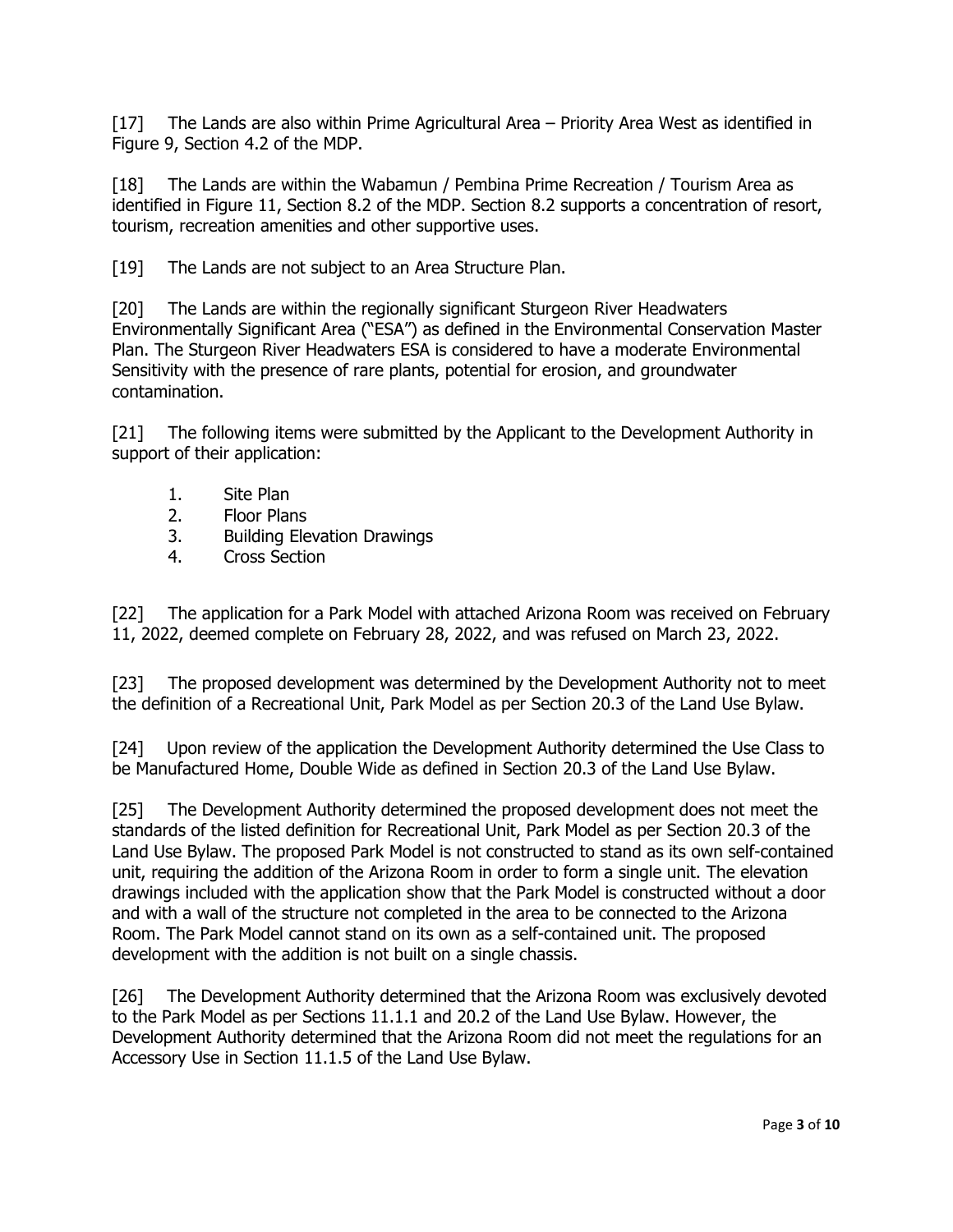[17] The Lands are also within Prime Agricultural Area – Priority Area West as identified in Figure 9, Section 4.2 of the MDP.

[18] The Lands are within the Wabamun / Pembina Prime Recreation / Tourism Area as identified in Figure 11, Section 8.2 of the MDP. Section 8.2 supports a concentration of resort, tourism, recreation amenities and other supportive uses.

[19] The Lands are not subject to an Area Structure Plan.

[20] The Lands are within the regionally significant Sturgeon River Headwaters Environmentally Significant Area ("ESA") as defined in the Environmental Conservation Master Plan. The Sturgeon River Headwaters ESA is considered to have a moderate Environmental Sensitivity with the presence of rare plants, potential for erosion, and groundwater contamination.

[21] The following items were submitted by the Applicant to the Development Authority in support of their application:

1. Site Plan
2. Floor Plans
3. Building Elevation Drawings
4. Cross Section

[22] The application for a Park Model with attached Arizona Room was received on February 11, 2022, deemed complete on February 28, 2022, and was refused on March 23, 2022.

[23] The proposed development was determined by the Development Authority not to meet the definition of a Recreational Unit, Park Model as per Section 20.3 of the Land Use Bylaw.

[24] Upon review of the application the Development Authority determined the Use Class to be Manufactured Home, Double Wide as defined in Section 20.3 of the Land Use Bylaw.

[25] The Development Authority determined the proposed development does not meet the standards of the listed definition for Recreational Unit, Park Model as per Section 20.3 of the Land Use Bylaw. The proposed Park Model is not constructed to stand as its own self-contained unit, requiring the addition of the Arizona Room in order to form a single unit. The elevation drawings included with the application show that the Park Model is constructed without a door and with a wall of the structure not completed in the area to be connected to the Arizona Room. The Park Model cannot stand on its own as a self-contained unit. The proposed development with the addition is not built on a single chassis.

[26] The Development Authority determined that the Arizona Room was exclusively devoted to the Park Model as per Sections 11.1.1 and 20.2 of the Land Use Bylaw. However, the Development Authority determined that the Arizona Room did not meet the regulations for an Accessory Use in Section 11.1.5 of the Land Use Bylaw.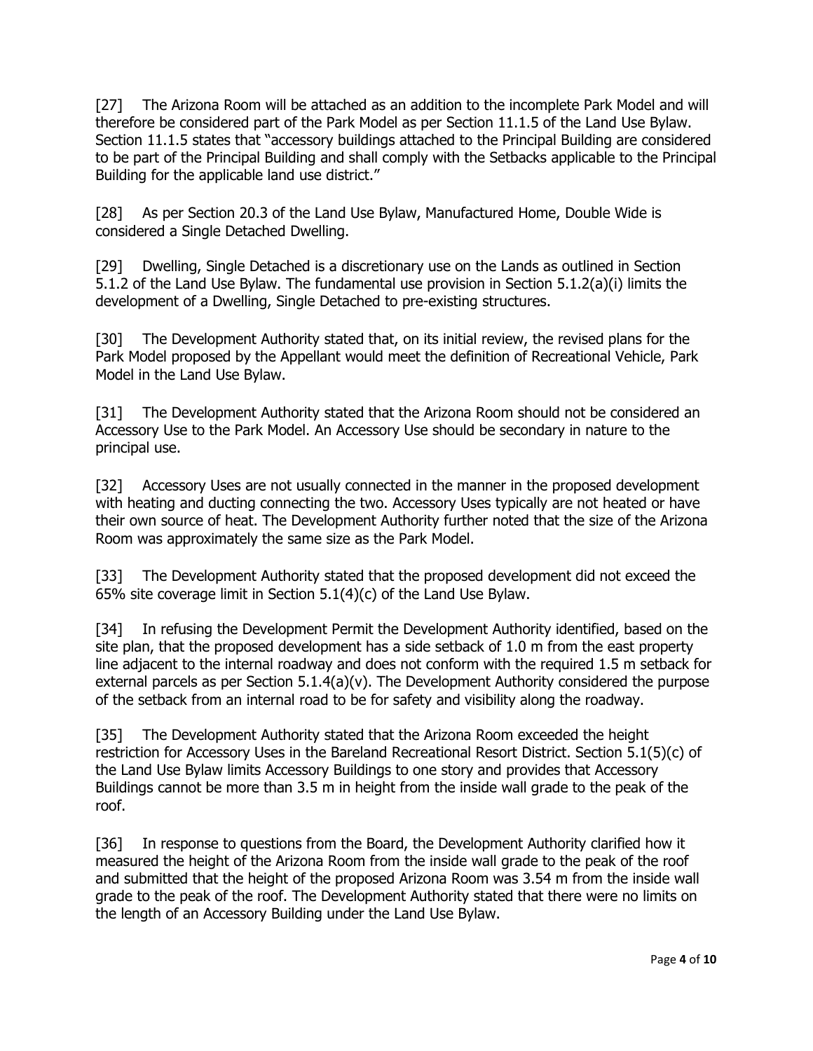[27] The Arizona Room will be attached as an addition to the incomplete Park Model and will therefore be considered part of the Park Model as per Section 11.1.5 of the Land Use Bylaw. Section 11.1.5 states that "accessory buildings attached to the Principal Building are considered to be part of the Principal Building and shall comply with the Setbacks applicable to the Principal Building for the applicable land use district."

[28] As per Section 20.3 of the Land Use Bylaw, Manufactured Home, Double Wide is considered a Single Detached Dwelling.

[29] Dwelling, Single Detached is a discretionary use on the Lands as outlined in Section 5.1.2 of the Land Use Bylaw. The fundamental use provision in Section 5.1.2(a)(i) limits the development of a Dwelling, Single Detached to pre-existing structures.

[30] The Development Authority stated that, on its initial review, the revised plans for the Park Model proposed by the Appellant would meet the definition of Recreational Vehicle, Park Model in the Land Use Bylaw.

[31] The Development Authority stated that the Arizona Room should not be considered an Accessory Use to the Park Model. An Accessory Use should be secondary in nature to the principal use.

[32] Accessory Uses are not usually connected in the manner in the proposed development with heating and ducting connecting the two. Accessory Uses typically are not heated or have their own source of heat. The Development Authority further noted that the size of the Arizona Room was approximately the same size as the Park Model.

[33] The Development Authority stated that the proposed development did not exceed the 65% site coverage limit in Section 5.1(4)(c) of the Land Use Bylaw.

[34] In refusing the Development Permit the Development Authority identified, based on the site plan, that the proposed development has a side setback of 1.0 m from the east property line adjacent to the internal roadway and does not conform with the required 1.5 m setback for external parcels as per Section 5.1.4(a)(v). The Development Authority considered the purpose of the setback from an internal road to be for safety and visibility along the roadway.

[35] The Development Authority stated that the Arizona Room exceeded the height restriction for Accessory Uses in the Bareland Recreational Resort District. Section 5.1(5)(c) of the Land Use Bylaw limits Accessory Buildings to one story and provides that Accessory Buildings cannot be more than 3.5 m in height from the inside wall grade to the peak of the roof.

[36] In response to questions from the Board, the Development Authority clarified how it measured the height of the Arizona Room from the inside wall grade to the peak of the roof and submitted that the height of the proposed Arizona Room was 3.54 m from the inside wall grade to the peak of the roof. The Development Authority stated that there were no limits on the length of an Accessory Building under the Land Use Bylaw.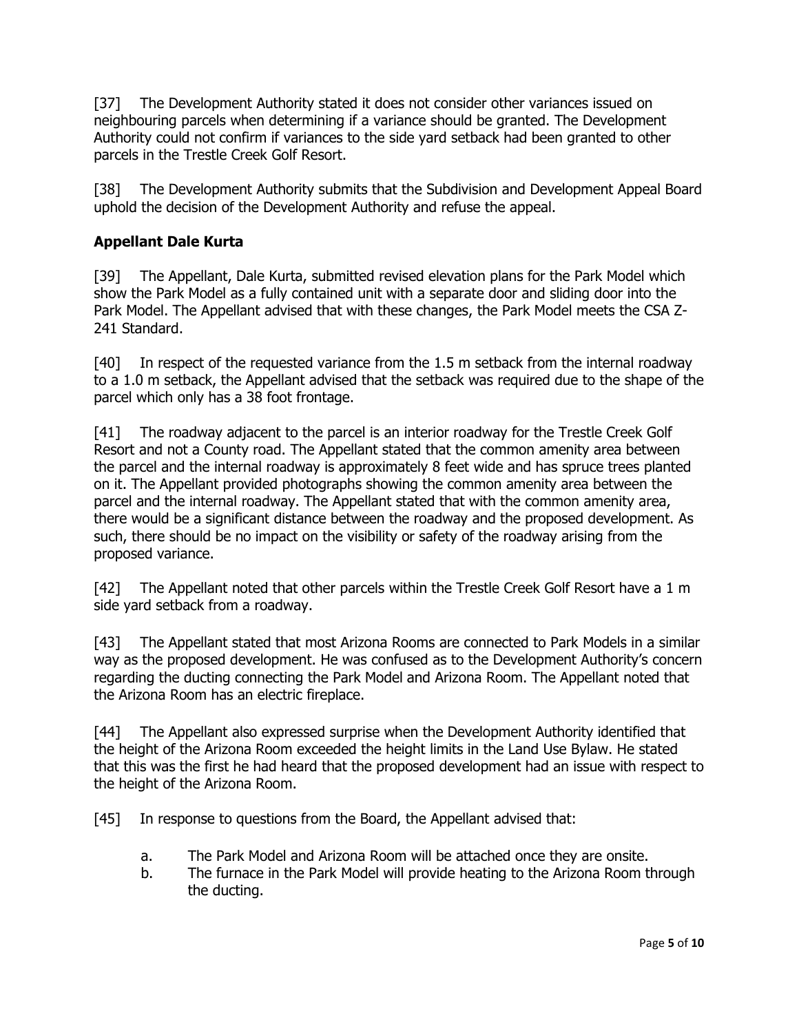[37] The Development Authority stated it does not consider other variances issued on neighbouring parcels when determining if a variance should be granted. The Development Authority could not confirm if variances to the side yard setback had been granted to other parcels in the Trestle Creek Golf Resort.

[38] The Development Authority submits that the Subdivision and Development Appeal Board uphold the decision of the Development Authority and refuse the appeal.

### Appellant Dale Kurta

[39] The Appellant, Dale Kurta, submitted revised elevation plans for the Park Model which show the Park Model as a fully contained unit with a separate door and sliding door into the Park Model. The Appellant advised that with these changes, the Park Model meets the CSA Z-241 Standard.

[40] In respect of the requested variance from the 1.5 m setback from the internal roadway to a 1.0 m setback, the Appellant advised that the setback was required due to the shape of the parcel which only has a 38 foot frontage.

[41] The roadway adjacent to the parcel is an interior roadway for the Trestle Creek Golf Resort and not a County road. The Appellant stated that the common amenity area between the parcel and the internal roadway is approximately 8 feet wide and has spruce trees planted on it. The Appellant provided photographs showing the common amenity area between the parcel and the internal roadway. The Appellant stated that with the common amenity area, there would be a significant distance between the roadway and the proposed development. As such, there should be no impact on the visibility or safety of the roadway arising from the proposed variance.

[42] The Appellant noted that other parcels within the Trestle Creek Golf Resort have a 1 m side yard setback from a roadway.

[43] The Appellant stated that most Arizona Rooms are connected to Park Models in a similar way as the proposed development. He was confused as to the Development Authority's concern regarding the ducting connecting the Park Model and Arizona Room. The Appellant noted that the Arizona Room has an electric fireplace.

[44] The Appellant also expressed surprise when the Development Authority identified that the height of the Arizona Room exceeded the height limits in the Land Use Bylaw. He stated that this was the first he had heard that the proposed development had an issue with respect to the height of the Arizona Room.

[45] In response to questions from the Board, the Appellant advised that:

a. The Park Model and Arizona Room will be attached once they are onsite.
b. The furnace in the Park Model will provide heating to the Arizona Room through the ducting.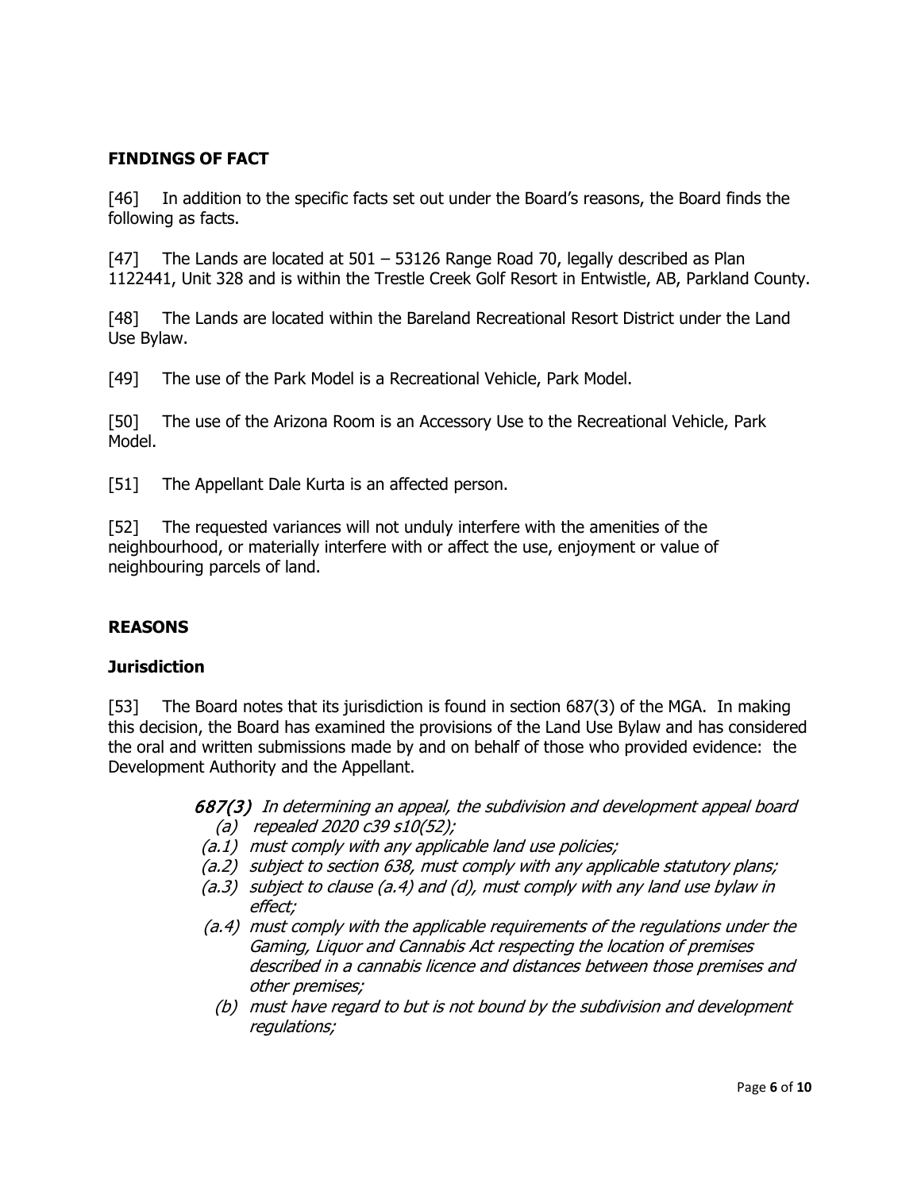## FINDINGS OF FACT

[46] In addition to the specific facts set out under the Board's reasons, the Board finds the following as facts.

[47] The Lands are located at 501 – 53126 Range Road 70, legally described as Plan 1122441, Unit 328 and is within the Trestle Creek Golf Resort in Entwistle, AB, Parkland County.

[48] The Lands are located within the Bareland Recreational Resort District under the Land Use Bylaw.

[49] The use of the Park Model is a Recreational Vehicle, Park Model.

[50] The use of the Arizona Room is an Accessory Use to the Recreational Vehicle, Park Model.

[51] The Appellant Dale Kurta is an affected person.

[52] The requested variances will not unduly interfere with the amenities of the neighbourhood, or materially interfere with or affect the use, enjoyment or value of neighbouring parcels of land.

## REASONS

### Jurisdiction

[53] The Board notes that its jurisdiction is found in section 687(3) of the MGA. In making this decision, the Board has examined the provisions of the Land Use Bylaw and has considered the oral and written submissions made by and on behalf of those who provided evidence: the Development Authority and the Appellant.

> ***687(3)*** *In determining an appeal, the subdivision and development appeal board*
>
> *(a) repealed 2020 c39 s10(52);*
>
> *(a.1) must comply with any applicable land use policies;*
>
> *(a.2) subject to section 638, must comply with any applicable statutory plans;*
>
> *(a.3) subject to clause (a.4) and (d), must comply with any land use bylaw in effect;*
>
> *(a.4) must comply with the applicable requirements of the regulations under the Gaming, Liquor and Cannabis Act respecting the location of premises described in a cannabis licence and distances between those premises and other premises;*
>
> *(b) must have regard to but is not bound by the subdivision and development regulations;*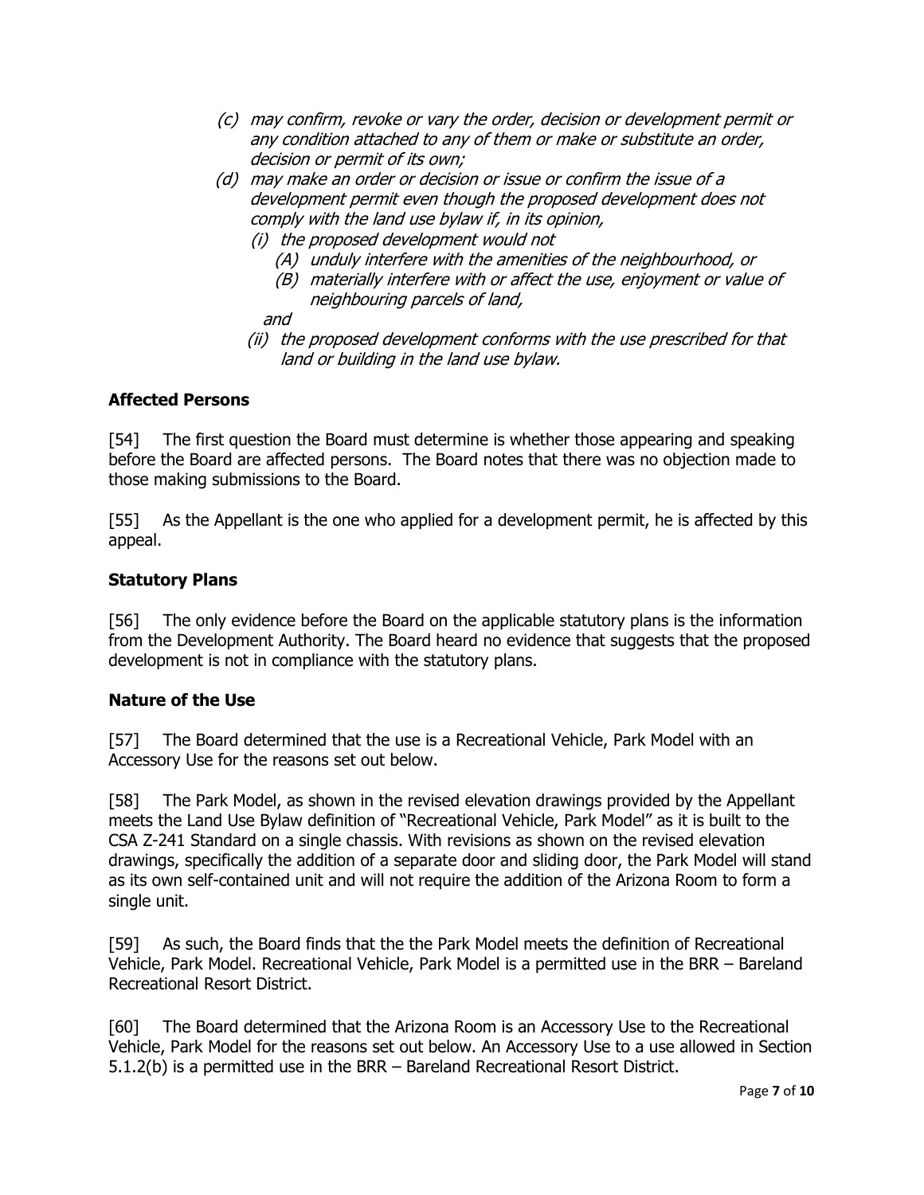*(c) may confirm, revoke or vary the order, decision or development permit or any condition attached to any of them or make or substitute an order, decision or permit of its own;*

*(d) may make an order or decision or issue or confirm the issue of a development permit even though the proposed development does not comply with the land use bylaw if, in its opinion,*

- *(i) the proposed development would not*
  - *(A) unduly interfere with the amenities of the neighbourhood, or*
  - *(B) materially interfere with or affect the use, enjoyment or value of neighbouring parcels of land,*

  *and*
- *(ii) the proposed development conforms with the use prescribed for that land or building in the land use bylaw.*

## Affected Persons

[54] The first question the Board must determine is whether those appearing and speaking before the Board are affected persons. The Board notes that there was no objection made to those making submissions to the Board.

[55] As the Appellant is the one who applied for a development permit, he is affected by this appeal.

## Statutory Plans

[56] The only evidence before the Board on the applicable statutory plans is the information from the Development Authority. The Board heard no evidence that suggests that the proposed development is not in compliance with the statutory plans.

## Nature of the Use

[57] The Board determined that the use is a Recreational Vehicle, Park Model with an Accessory Use for the reasons set out below.

[58] The Park Model, as shown in the revised elevation drawings provided by the Appellant meets the Land Use Bylaw definition of "Recreational Vehicle, Park Model" as it is built to the CSA Z-241 Standard on a single chassis. With revisions as shown on the revised elevation drawings, specifically the addition of a separate door and sliding door, the Park Model will stand as its own self-contained unit and will not require the addition of the Arizona Room to form a single unit.

[59] As such, the Board finds that the the Park Model meets the definition of Recreational Vehicle, Park Model. Recreational Vehicle, Park Model is a permitted use in the BRR – Bareland Recreational Resort District.

[60] The Board determined that the Arizona Room is an Accessory Use to the Recreational Vehicle, Park Model for the reasons set out below. An Accessory Use to a use allowed in Section 5.1.2(b) is a permitted use in the BRR – Bareland Recreational Resort District.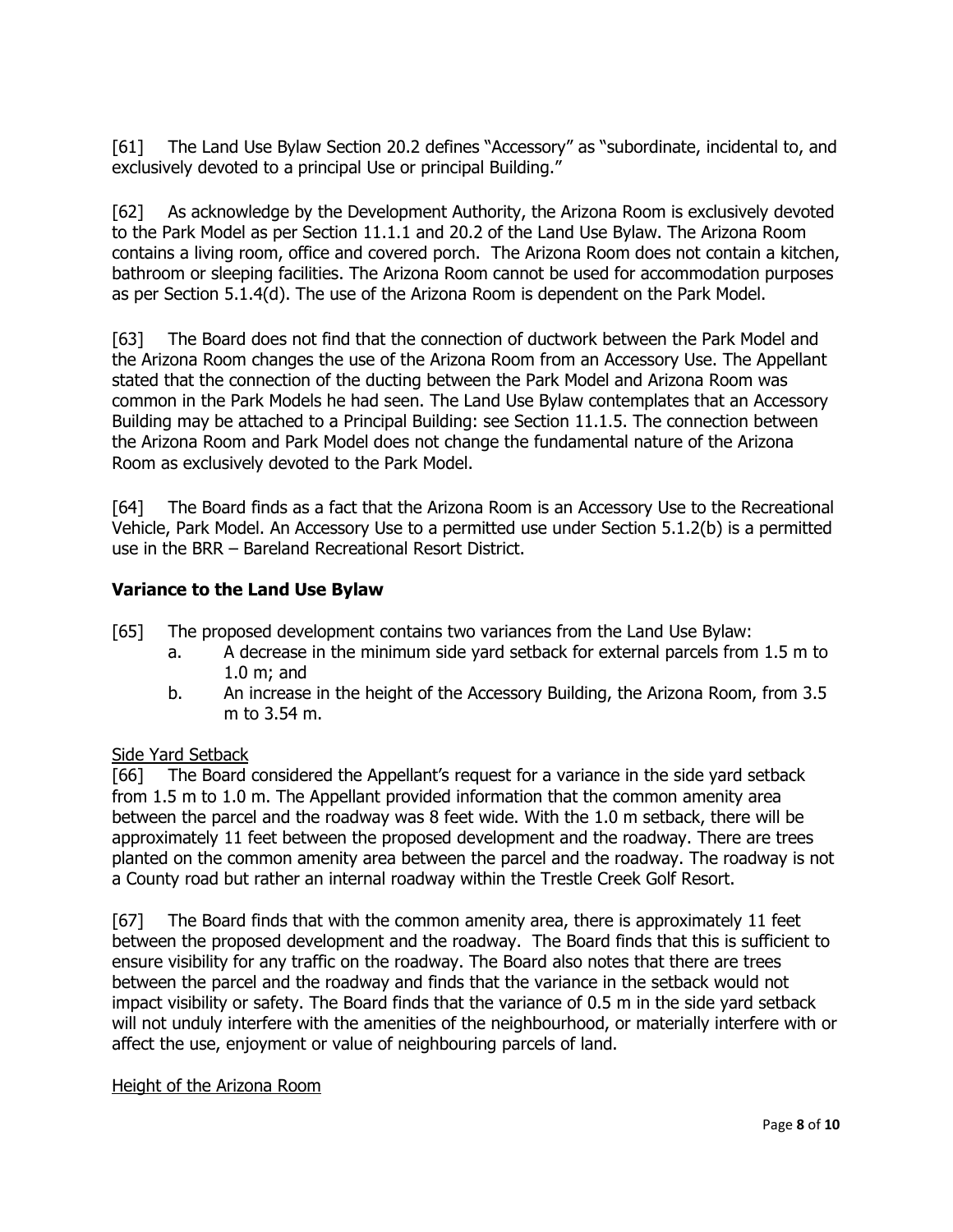[61] The Land Use Bylaw Section 20.2 defines "Accessory" as "subordinate, incidental to, and exclusively devoted to a principal Use or principal Building."

[62] As acknowledge by the Development Authority, the Arizona Room is exclusively devoted to the Park Model as per Section 11.1.1 and 20.2 of the Land Use Bylaw. The Arizona Room contains a living room, office and covered porch. The Arizona Room does not contain a kitchen, bathroom or sleeping facilities. The Arizona Room cannot be used for accommodation purposes as per Section 5.1.4(d). The use of the Arizona Room is dependent on the Park Model.

[63] The Board does not find that the connection of ductwork between the Park Model and the Arizona Room changes the use of the Arizona Room from an Accessory Use. The Appellant stated that the connection of the ducting between the Park Model and Arizona Room was common in the Park Models he had seen. The Land Use Bylaw contemplates that an Accessory Building may be attached to a Principal Building: see Section 11.1.5. The connection between the Arizona Room and Park Model does not change the fundamental nature of the Arizona Room as exclusively devoted to the Park Model.

[64] The Board finds as a fact that the Arizona Room is an Accessory Use to the Recreational Vehicle, Park Model. An Accessory Use to a permitted use under Section 5.1.2(b) is a permitted use in the BRR – Bareland Recreational Resort District.

## Variance to the Land Use Bylaw

[65] The proposed development contains two variances from the Land Use Bylaw:

a. A decrease in the minimum side yard setback for external parcels from 1.5 m to 1.0 m; and

b. An increase in the height of the Accessory Building, the Arizona Room, from 3.5 m to 3.54 m.

<u>Side Yard Setback</u>

[66] The Board considered the Appellant's request for a variance in the side yard setback from 1.5 m to 1.0 m. The Appellant provided information that the common amenity area between the parcel and the roadway was 8 feet wide. With the 1.0 m setback, there will be approximately 11 feet between the proposed development and the roadway. There are trees planted on the common amenity area between the parcel and the roadway. The roadway is not a County road but rather an internal roadway within the Trestle Creek Golf Resort.

[67] The Board finds that with the common amenity area, there is approximately 11 feet between the proposed development and the roadway. The Board finds that this is sufficient to ensure visibility for any traffic on the roadway. The Board also notes that there are trees between the parcel and the roadway and finds that the variance in the setback would not impact visibility or safety. The Board finds that the variance of 0.5 m in the side yard setback will not unduly interfere with the amenities of the neighbourhood, or materially interfere with or affect the use, enjoyment or value of neighbouring parcels of land.

<u>Height of the Arizona Room</u>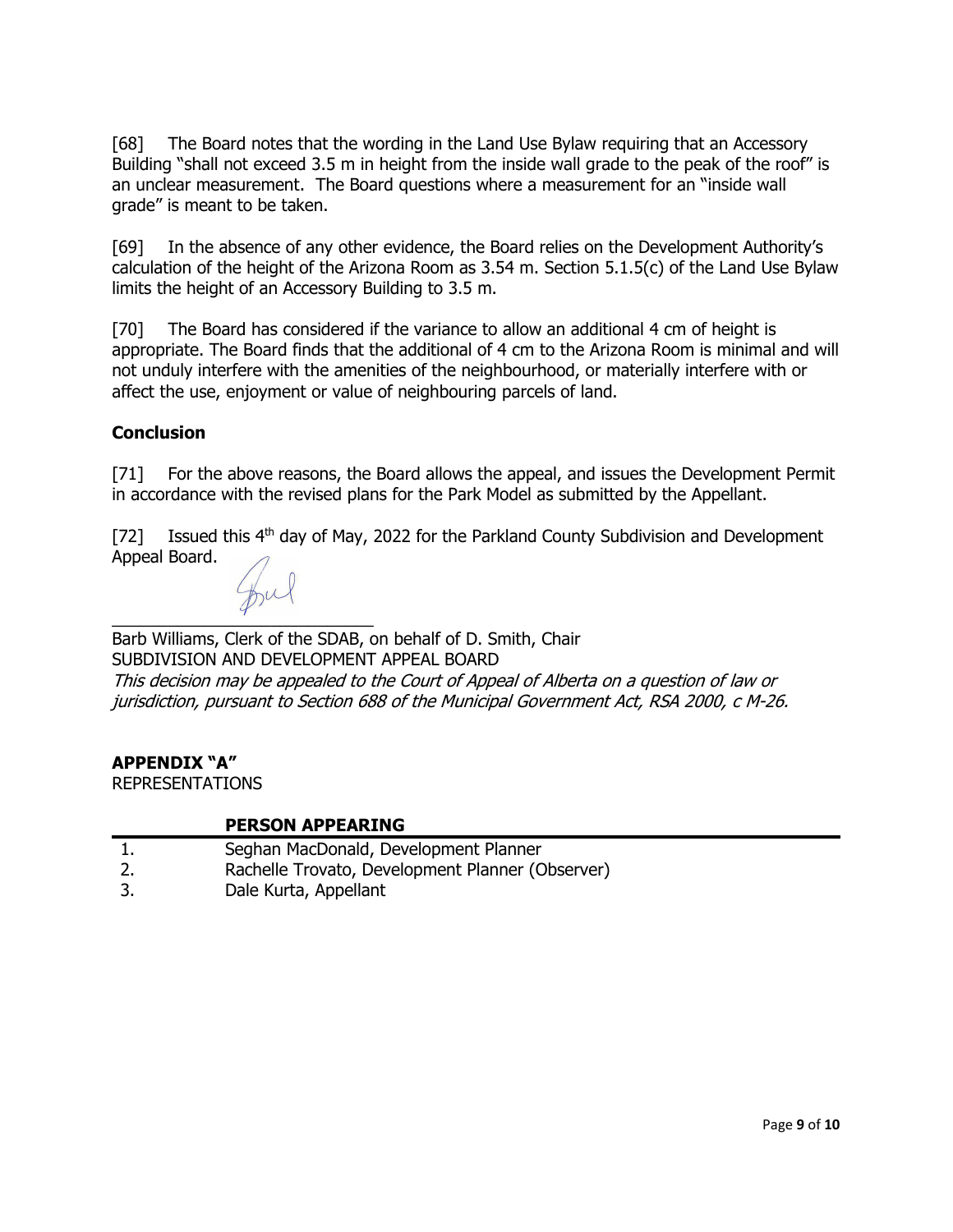[68] The Board notes that the wording in the Land Use Bylaw requiring that an Accessory Building "shall not exceed 3.5 m in height from the inside wall grade to the peak of the roof" is an unclear measurement. The Board questions where a measurement for an "inside wall grade" is meant to be taken.

[69] In the absence of any other evidence, the Board relies on the Development Authority's calculation of the height of the Arizona Room as 3.54 m. Section 5.1.5(c) of the Land Use Bylaw limits the height of an Accessory Building to 3.5 m.

[70] The Board has considered if the variance to allow an additional 4 cm of height is appropriate. The Board finds that the additional of 4 cm to the Arizona Room is minimal and will not unduly interfere with the amenities of the neighbourhood, or materially interfere with or affect the use, enjoyment or value of neighbouring parcels of land.

## Conclusion

[71] For the above reasons, the Board allows the appeal, and issues the Development Permit in accordance with the revised plans for the Park Model as submitted by the Appellant.

[72] Issued this 4th day of May, 2022 for the Parkland County Subdivision and Development Appeal Board.

\_\_\_\_\_\_\_\_\_\_\_\_\_\_\_\_\_\_\_\_\_\_\_\_\_\_\_\_\_\_

Barb Williams, Clerk of the SDAB, on behalf of D. Smith, Chair
SUBDIVISION AND DEVELOPMENT APPEAL BOARD
*This decision may be appealed to the Court of Appeal of Alberta on a question of law or jurisdiction, pursuant to Section 688 of the Municipal Government Act, RSA 2000, c M-26.*

**APPENDIX "A"**
REPRESENTATIONS

| | **PERSON APPEARING** |
|---|---|
| 1. | Seghan MacDonald, Development Planner |
| 2. | Rachelle Trovato, Development Planner (Observer) |
| 3. | Dale Kurta, Appellant |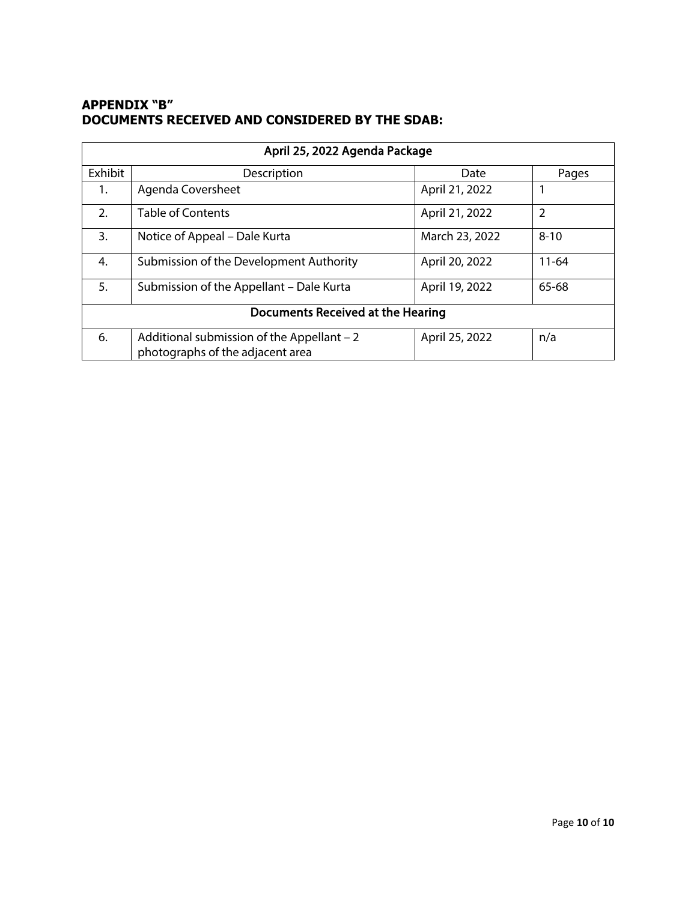**APPENDIX "B"**
**DOCUMENTS RECEIVED AND CONSIDERED BY THE SDAB:**

| April 25, 2022 Agenda Package | | | |
|---|---|---|---|
| Exhibit | Description | Date | Pages |
| 1. | Agenda Coversheet | April 21, 2022 | 1 |
| 2. | Table of Contents | April 21, 2022 | 2 |
| 3. | Notice of Appeal – Dale Kurta | March 23, 2022 | 8-10 |
| 4. | Submission of the Development Authority | April 20, 2022 | 11-64 |
| 5. | Submission of the Appellant – Dale Kurta | April 19, 2022 | 65-68 |
| **Documents Received at the Hearing** | | | |
| 6. | Additional submission of the Appellant – 2 photographs of the adjacent area | April 25, 2022 | n/a |